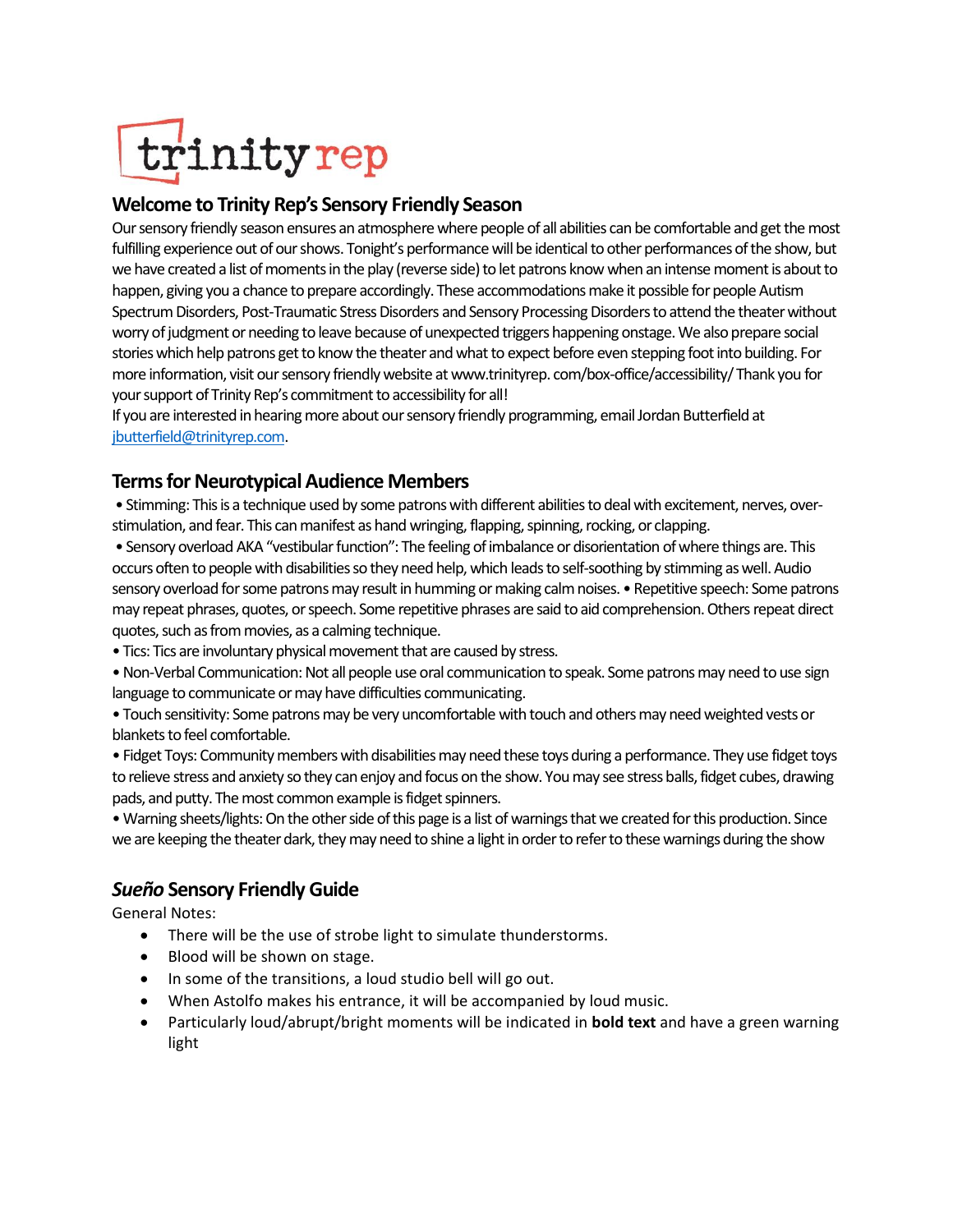trinity rep

## Welcome to Trinity Rep's Sensory Friendly Season

Our sensory friendly season ensures an atmosphere where people of all abilities can be comfortable and get the most fulfilling experience out of our shows. Tonight's performance will be identical to other performances of the show, but we have created a list of moments in the play (reverse side) to let patrons know when an intense moment is about to happen, giving you a chance to prepare accordingly. These accommodations make it possible for people Autism Spectrum Disorders, Post-Traumatic Stress Disorders and Sensory Processing Disorders to attend the theater without worry of judgment or needing to leave because of unexpected triggers happening onstage. We also prepare social stories which help patrons get to know the theater and what to expect before even stepping foot into building. For more information, visit our sensory friendly website at www.trinityrep. com/box-office/accessibility/ Thank you for your support of Trinity Rep's commitment to accessibility for all!

If you are interested in hearing more about our sensory friendly programming, email Jordan Butterfield at [jbutterfield@trinityrep.com](mailto:jbutterfield@trinityrep.com).

## Terms for Neurotypical Audience Members

- Stimming: This is a technique used by some patrons with different abilities to deal with excitement, nerves, over-stimulation, and fear. This can manifest as hand wringing, flapping, spinning, rocking, or clapping.
- Sensory overload AKA "vestibular function": The feeling of imbalance or disorientation of where things are. This occurs often to people with disabilities so they need help, which leads to self-soothing by stimming as well. Audio sensory overload for some patrons may result in humming or making calm noises.
- Repetitive speech: Some patrons may repeat phrases, quotes, or speech. Some repetitive phrases are said to aid comprehension. Others repeat direct quotes, such as from movies, as a calming technique.
- Tics: Tics are involuntary physical movement that are caused by stress.
- Non-Verbal Communication: Not all people use oral communication to speak. Some patrons may need to use sign language to communicate or may have difficulties communicating.
- Touch sensitivity: Some patrons may be very uncomfortable with touch and others may need weighted vests or blankets to feel comfortable.
- Fidget Toys: Community members with disabilities may need these toys during a performance. They use fidget toys to relieve stress and anxiety so they can enjoy and focus on the show. You may see stress balls, fidget cubes, drawing pads, and putty. The most common example is fidget spinners.
- Warning sheets/lights: On the other side of this page is a list of warnings that we created for this production. Since we are keeping the theater dark, they may need to shine a light in order to refer to these warnings during the show

## *Sueño* Sensory Friendly Guide

General Notes:

- There will be the use of strobe light to simulate thunderstorms.
- Blood will be shown on stage.
- In some of the transitions, a loud studio bell will go out.
- When Astolfo makes his entrance, it will be accompanied by loud music.
- Particularly loud/abrupt/bright moments will be indicated in **bold text** and have a green warning light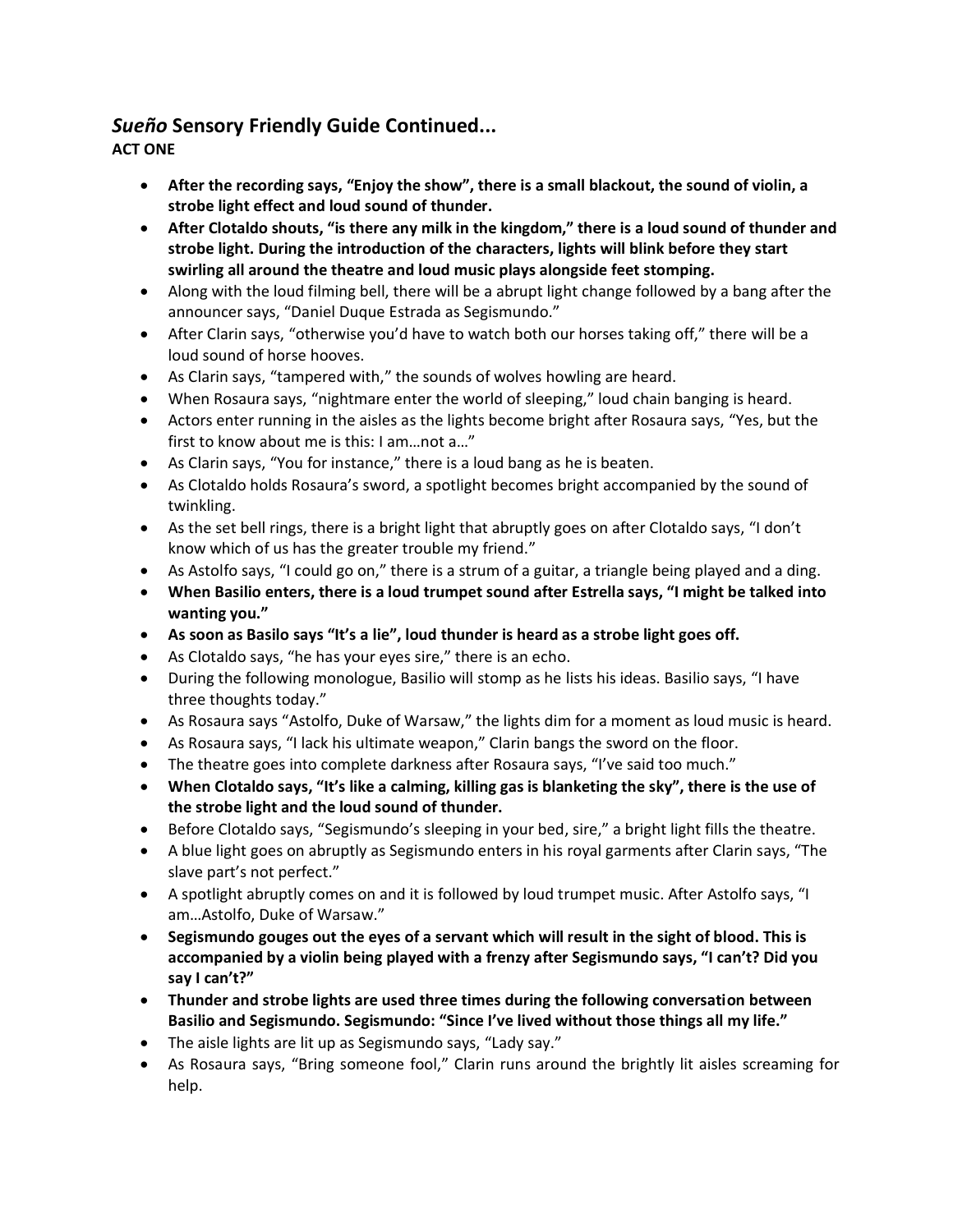## ***Sueño*** **Sensory Friendly Guide Continued...**

**ACT ONE**

- **After the recording says, "Enjoy the show", there is a small blackout, the sound of violin, a strobe light effect and loud sound of thunder.**
- **After Clotaldo shouts, "is there any milk in the kingdom," there is a loud sound of thunder and strobe light. During the introduction of the characters, lights will blink before they start swirling all around the theatre and loud music plays alongside feet stomping.**
- Along with the loud filming bell, there will be a abrupt light change followed by a bang after the announcer says, "Daniel Duque Estrada as Segismundo."
- After Clarin says, "otherwise you'd have to watch both our horses taking off," there will be a loud sound of horse hooves.
- As Clarin says, "tampered with," the sounds of wolves howling are heard.
- When Rosaura says, "nightmare enter the world of sleeping," loud chain banging is heard.
- Actors enter running in the aisles as the lights become bright after Rosaura says, "Yes, but the first to know about me is this: I am…not a…"
- As Clarin says, "You for instance," there is a loud bang as he is beaten.
- As Clotaldo holds Rosaura's sword, a spotlight becomes bright accompanied by the sound of twinkling.
- As the set bell rings, there is a bright light that abruptly goes on after Clotaldo says, "I don't know which of us has the greater trouble my friend."
- As Astolfo says, "I could go on," there is a strum of a guitar, a triangle being played and a ding.
- **When Basilio enters, there is a loud trumpet sound after Estrella says, "I might be talked into wanting you."**
- **As soon as Basilo says "It's a lie", loud thunder is heard as a strobe light goes off.**
- As Clotaldo says, "he has your eyes sire," there is an echo.
- During the following monologue, Basilio will stomp as he lists his ideas. Basilio says, "I have three thoughts today."
- As Rosaura says "Astolfo, Duke of Warsaw," the lights dim for a moment as loud music is heard.
- As Rosaura says, "I lack his ultimate weapon," Clarin bangs the sword on the floor.
- The theatre goes into complete darkness after Rosaura says, "I've said too much."
- **When Clotaldo says, "It's like a calming, killing gas is blanketing the sky", there is the use of the strobe light and the loud sound of thunder.**
- Before Clotaldo says, "Segismundo's sleeping in your bed, sire," a bright light fills the theatre.
- A blue light goes on abruptly as Segismundo enters in his royal garments after Clarin says, "The slave part's not perfect."
- A spotlight abruptly comes on and it is followed by loud trumpet music. After Astolfo says, "I am…Astolfo, Duke of Warsaw."
- **Segismundo gouges out the eyes of a servant which will result in the sight of blood. This is accompanied by a violin being played with a frenzy after Segismundo says, "I can't? Did you say I can't?"**
- **Thunder and strobe lights are used three times during the following conversation between Basilio and Segismundo. Segismundo: "Since I've lived without those things all my life."**
- The aisle lights are lit up as Segismundo says, "Lady say."
- As Rosaura says, "Bring someone fool," Clarin runs around the brightly lit aisles screaming for help.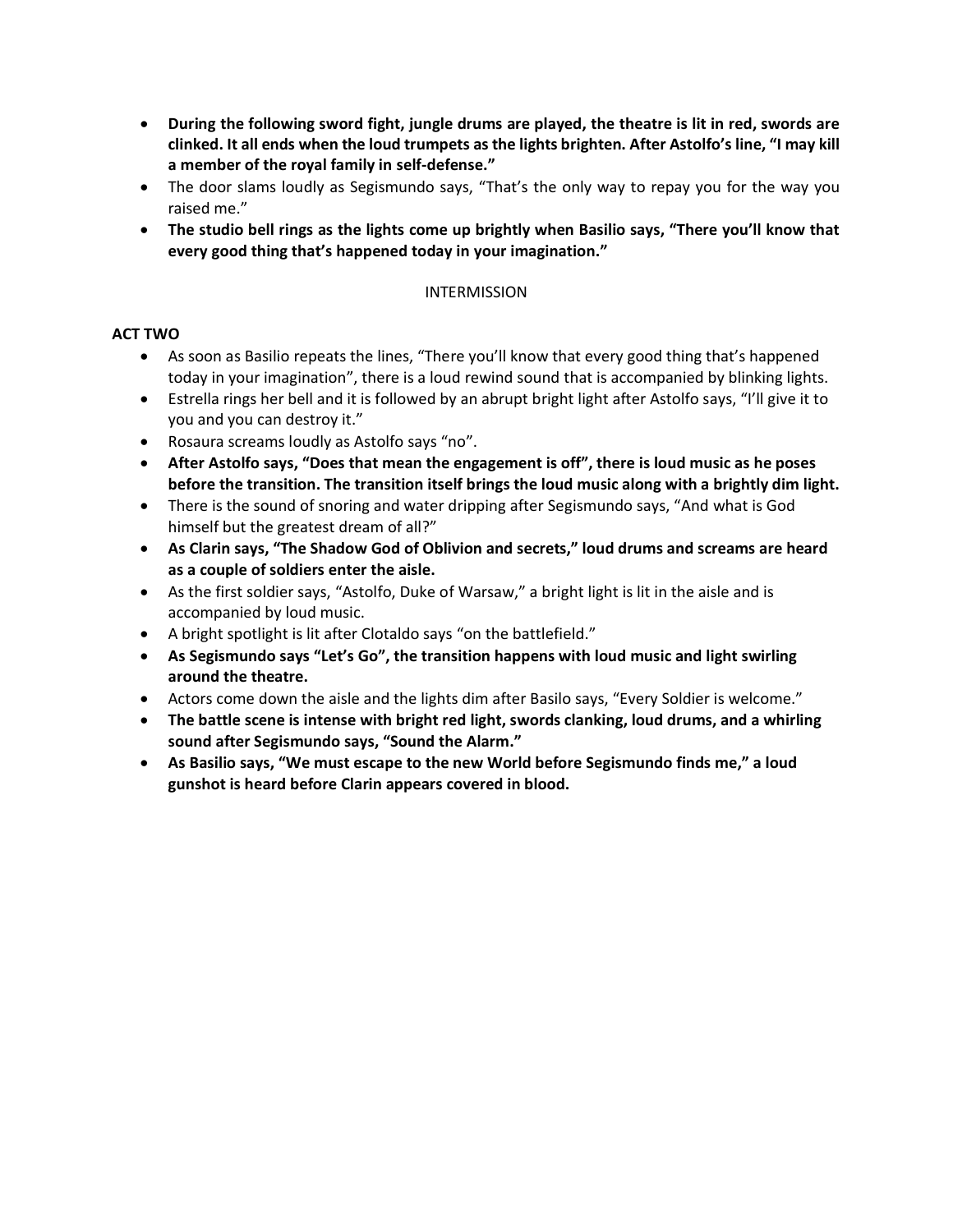- **During the following sword fight, jungle drums are played, the theatre is lit in red, swords are clinked. It all ends when the loud trumpets as the lights brighten. After Astolfo's line, "I may kill a member of the royal family in self-defense."**
- The door slams loudly as Segismundo says, "That's the only way to repay you for the way you raised me."
- **The studio bell rings as the lights come up brightly when Basilio says, "There you'll know that every good thing that's happened today in your imagination."**

INTERMISSION

**ACT TWO**

- As soon as Basilio repeats the lines, "There you'll know that every good thing that's happened today in your imagination", there is a loud rewind sound that is accompanied by blinking lights.
- Estrella rings her bell and it is followed by an abrupt bright light after Astolfo says, "I'll give it to you and you can destroy it."
- Rosaura screams loudly as Astolfo says "no".
- **After Astolfo says, "Does that mean the engagement is off", there is loud music as he poses before the transition. The transition itself brings the loud music along with a brightly dim light.**
- There is the sound of snoring and water dripping after Segismundo says, "And what is God himself but the greatest dream of all?"
- **As Clarin says, "The Shadow God of Oblivion and secrets," loud drums and screams are heard as a couple of soldiers enter the aisle.**
- As the first soldier says, "Astolfo, Duke of Warsaw," a bright light is lit in the aisle and is accompanied by loud music.
- A bright spotlight is lit after Clotaldo says "on the battlefield."
- **As Segismundo says "Let's Go", the transition happens with loud music and light swirling around the theatre.**
- Actors come down the aisle and the lights dim after Basilo says, "Every Soldier is welcome."
- **The battle scene is intense with bright red light, swords clanking, loud drums, and a whirling sound after Segismundo says, "Sound the Alarm."**
- **As Basilio says, "We must escape to the new World before Segismundo finds me," a loud gunshot is heard before Clarin appears covered in blood.**